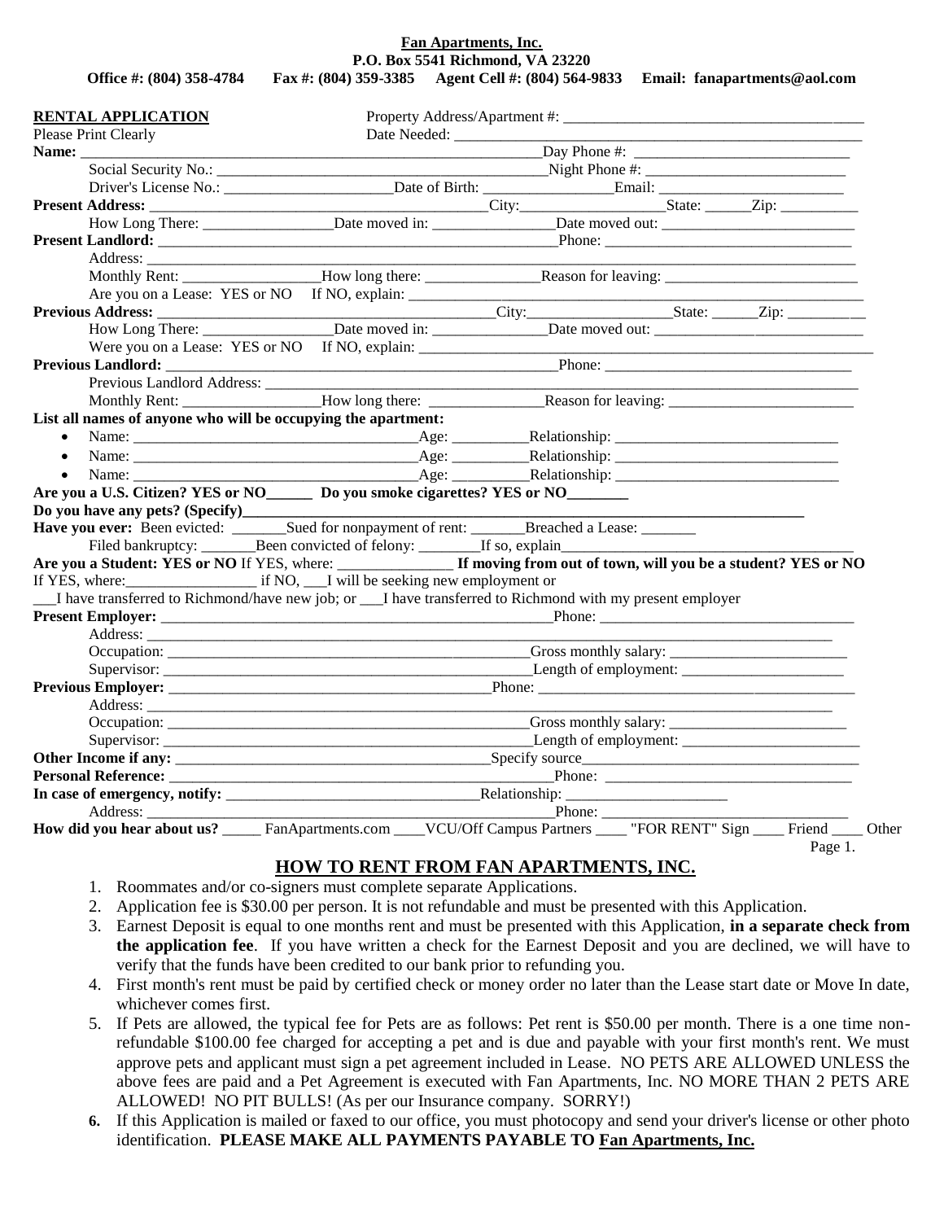**Fan Apartments, Inc.**
**P.O. Box 5541 Richmond, VA 23220**
**Office #: (804) 358-4784 Fax #: (804) 359-3385 Agent Cell #: (804) 564-9833 Email: fanapartments@aol.com**

**RENTAL APPLICATION** Property Address/Apartment #: ______________________________________
Please Print Clearly Date Needed: ______________________________________

**Name:** ______________________________________ Day Phone #: ______________________
Social Security No.: ______________________________ Night Phone #: ______________________
Driver's License No.: ______________________ Date of Birth: ______________ Email: ______________________

**Present Address:** ______________________________ City: ______________ State: ______ Zip: __________
How Long There: ______________ Date moved in: ______________ Date moved out: ______________________

**Present Landlord:** ______________________________________ Phone: ______________________
Address: ______________________________________________________________________
Monthly Rent: ______________ How long there: ______________ Reason for leaving: ______________________
Are you on a Lease: YES or NO If NO, explain: ______________________________________

**Previous Address:** ______________________________ City: ______________ State: ______ Zip: __________
How Long There: ______________ Date moved in: ______________ Date moved out: ______________________
Were you on a Lease: YES or NO If NO, explain: ______________________________________

**Previous Landlord:** ______________________________________ Phone: ______________________
Previous Landlord Address: ______________________________________________________________
Monthly Rent: ______________ How long there: ______________ Reason for leaving: ______________________

**List all names of anyone who will be occupying the apartment:**

- Name: ______________________________ Age: __________ Relationship: ______________________
- Name: ______________________________ Age: __________ Relationship: ______________________
- Name: ______________________________ Age: __________ Relationship: ______________________

**Are you a U.S. Citizen? YES or NO______ Do you smoke cigarettes? YES or NO________**
**Do you have any pets? (Specify)**______________________________________________________
**Have you ever:** Been evicted: _______ Sued for nonpayment of rent: _______ Breached a Lease: _______
Filed bankruptcy: _______ Been convicted of felony: ________ If so, explain______________________________

**Are you a Student: YES or NO** If YES, where: ______________ **If moving from out of town, will you be a student? YES or NO**
If YES, where: ________________ if NO, ___I will be seeking new employment or
___I have transferred to Richmond/have new job; or ___I have transferred to Richmond with my present employer

**Present Employer:** ______________________________________ Phone: ______________________
Address: ______________________________________________________________________
Occupation: ______________________________________ Gross monthly salary: ______________________
Supervisor: ______________________________________ Length of employment: ______________________

**Previous Employer:** ______________________________________ Phone: ______________________
Address: ______________________________________________________________________
Occupation: ______________________________________ Gross monthly salary: ______________________
Supervisor: ______________________________________ Length of employment: ______________________

**Other Income if any:** ______________________________ Specify source______________________________
**Personal Reference:** ______________________________________ Phone: ______________________
**In case of emergency, notify:** ______________________________ Relationship: ______________________
Address: ______________________________________ Phone: ______________________

**How did you hear about us?** _____ FanApartments.com ____ VCU/Off Campus Partners ____ "FOR RENT" Sign ____ Friend ____ Other

## HOW TO RENT FROM FAN APARTMENTS, INC.

1. Roommates and/or co-signers must complete separate Applications.
2. Application fee is $30.00 per person. It is not refundable and must be presented with this Application.
3. Earnest Deposit is equal to one months rent and must be presented with this Application, **in a separate check from the application fee**. If you have written a check for the Earnest Deposit and you are declined, we will have to verify that the funds have been credited to our bank prior to refunding you.
4. First month's rent must be paid by certified check or money order no later than the Lease start date or Move In date, whichever comes first.
5. If Pets are allowed, the typical fee for Pets are as follows: Pet rent is $50.00 per month. There is a one time non-refundable $100.00 fee charged for accepting a pet and is due and payable with your first month's rent. We must approve pets and applicant must sign a pet agreement included in Lease. NO PETS ARE ALLOWED UNLESS the above fees are paid and a Pet Agreement is executed with Fan Apartments, Inc. NO MORE THAN 2 PETS ARE ALLOWED! NO PIT BULLS! (As per our Insurance company. SORRY!)
6. If this Application is mailed or faxed to our office, you must photocopy and send your driver's license or other photo identification. **PLEASE MAKE ALL PAYMENTS PAYABLE TO Fan Apartments, Inc.**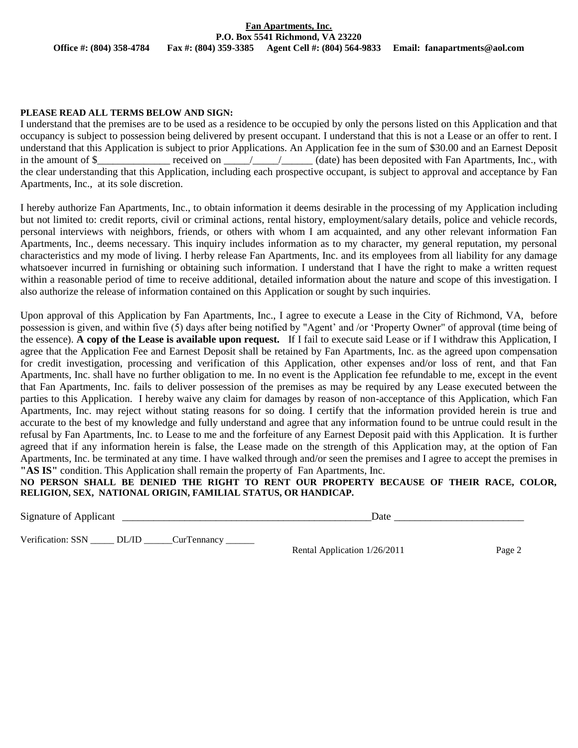**Fan Apartments, Inc.**
**P.O. Box 5541 Richmond, VA 23220**
**Office #: (804) 358-4784 Fax #: (804) 359-3385 Agent Cell #: (804) 564-9833 Email: fanapartments@aol.com**

**PLEASE READ ALL TERMS BELOW AND SIGN:**

I understand that the premises are to be used as a residence to be occupied by only the persons listed on this Application and that occupancy is subject to possession being delivered by present occupant. I understand that this is not a Lease or an offer to rent. I understand that this Application is subject to prior Applications. An Application fee in the sum of $30.00 and an Earnest Deposit in the amount of $______________ received on _____/_____/______ (date) has been deposited with Fan Apartments, Inc., with the clear understanding that this Application, including each prospective occupant, is subject to approval and acceptance by Fan Apartments, Inc., at its sole discretion.

I hereby authorize Fan Apartments, Inc., to obtain information it deems desirable in the processing of my Application including but not limited to: credit reports, civil or criminal actions, rental history, employment/salary details, police and vehicle records, personal interviews with neighbors, friends, or others with whom I am acquainted, and any other relevant information Fan Apartments, Inc., deems necessary. This inquiry includes information as to my character, my general reputation, my personal characteristics and my mode of living. I herby release Fan Apartments, Inc. and its employees from all liability for any damage whatsoever incurred in furnishing or obtaining such information. I understand that I have the right to make a written request within a reasonable period of time to receive additional, detailed information about the nature and scope of this investigation. I also authorize the release of information contained on this Application or sought by such inquiries.

Upon approval of this Application by Fan Apartments, Inc., I agree to execute a Lease in the City of Richmond, VA, before possession is given, and within five (5) days after being notified by "Agent' and /or 'Property Owner" of approval (time being of the essence). **A copy of the Lease is available upon request.** If I fail to execute said Lease or if I withdraw this Application, I agree that the Application Fee and Earnest Deposit shall be retained by Fan Apartments, Inc. as the agreed upon compensation for credit investigation, processing and verification of this Application, other expenses and/or loss of rent, and that Fan Apartments, Inc. shall have no further obligation to me. In no event is the Application fee refundable to me, except in the event that Fan Apartments, Inc. fails to deliver possession of the premises as may be required by any Lease executed between the parties to this Application. I hereby waive any claim for damages by reason of non-acceptance of this Application, which Fan Apartments, Inc. may reject without stating reasons for so doing. I certify that the information provided herein is true and accurate to the best of my knowledge and fully understand and agree that any information found to be untrue could result in the refusal by Fan Apartments, Inc. to Lease to me and the forfeiture of any Earnest Deposit paid with this Application. It is further agreed that if any information herein is false, the Lease made on the strength of this Application may, at the option of Fan Apartments, Inc. be terminated at any time. I have walked through and/or seen the premises and I agree to accept the premises in **"AS IS"** condition. This Application shall remain the property of Fan Apartments, Inc.

**NO PERSON SHALL BE DENIED THE RIGHT TO RENT OUR PROPERTY BECAUSE OF THEIR RACE, COLOR, RELIGION, SEX, NATIONAL ORIGIN, FAMILIAL STATUS, OR HANDICAP.**

Signature of Applicant ________________________________________________Date ________________________

Verification: SSN _____ DL/ID ______CurTennancy ______

Rental Application 1/26/2011